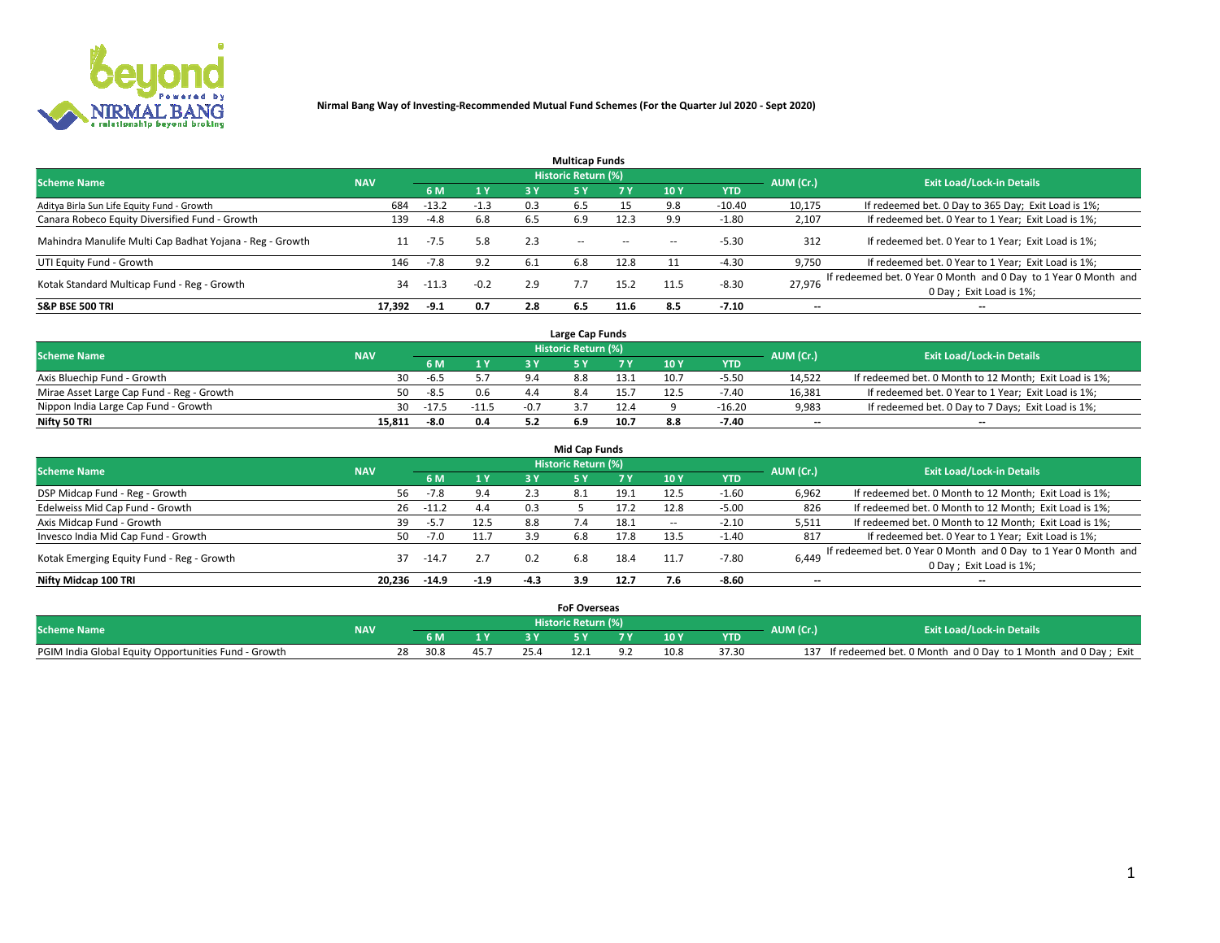**Nirmal Bang Way of Investing-Recommended Mutual Fund Schemes (For the Quarter Jul 2020 - Sept 2020)**

## Multicap Funds

| Scheme Name | NAV | Historic Return (%) | | | | | | | AUM (Cr.) | Exit Load/Lock-in Details |
|---|---|---|---|---|---|---|---|---|---|---|
| | | 6 M | 1 Y | 3 Y | 5 Y | 7 Y | 10 Y | YTD | | |
| Aditya Birla Sun Life Equity Fund - Growth | 684 | -13.2 | -1.3 | 0.3 | 6.5 | 15 | 9.8 | -10.40 | 10,175 | If redeemed bet. 0 Day to 365 Day; Exit Load is 1%; |
| Canara Robeco Equity Diversified Fund - Growth | 139 | -4.8 | 6.8 | 6.5 | 6.9 | 12.3 | 9.9 | -1.80 | 2,107 | If redeemed bet. 0 Year to 1 Year; Exit Load is 1%; |
| Mahindra Manulife Multi Cap Badhat Yojana - Reg - Growth | 11 | -7.5 | 5.8 | 2.3 | -- | -- | -- | -5.30 | 312 | If redeemed bet. 0 Year to 1 Year; Exit Load is 1%; |
| UTI Equity Fund - Growth | 146 | -7.8 | 9.2 | 6.1 | 6.8 | 12.8 | 11 | -4.30 | 9,750 | If redeemed bet. 0 Year to 1 Year; Exit Load is 1%; |
| Kotak Standard Multicap Fund - Reg - Growth | 34 | -11.3 | -0.2 | 2.9 | 7.7 | 15.2 | 11.5 | -8.30 | 27,976 | If redeemed bet. 0 Year 0 Month and 0 Day to 1 Year 0 Month and 0 Day ; Exit Load is 1%; |
| **S&P BSE 500 TRI** | **17,392** | **-9.1** | **0.7** | **2.8** | **6.5** | **11.6** | **8.5** | **-7.10** | **--** | **--** |

## Large Cap Funds

| Scheme Name | NAV | Historic Return (%) | | | | | | | AUM (Cr.) | Exit Load/Lock-in Details |
|---|---|---|---|---|---|---|---|---|---|---|
| | | 6 M | 1 Y | 3 Y | 5 Y | 7 Y | 10 Y | YTD | | |
| Axis Bluechip Fund - Growth | 30 | -6.5 | 5.7 | 9.4 | 8.8 | 13.1 | 10.7 | -5.50 | 14,522 | If redeemed bet. 0 Month to 12 Month; Exit Load is 1%; |
| Mirae Asset Large Cap Fund - Reg - Growth | 50 | -8.5 | 0.6 | 4.4 | 8.4 | 15.7 | 12.5 | -7.40 | 16,381 | If redeemed bet. 0 Year to 1 Year; Exit Load is 1%; |
| Nippon India Large Cap Fund - Growth | 30 | -17.5 | -11.5 | -0.7 | 3.7 | 12.4 | 9 | -16.20 | 9,983 | If redeemed bet. 0 Day to 7 Days; Exit Load is 1%; |
| **Nifty 50 TRI** | **15,811** | **-8.0** | **0.4** | **5.2** | **6.9** | **10.7** | **8.8** | **-7.40** | **--** | **--** |

## Mid Cap Funds

| Scheme Name | NAV | Historic Return (%) | | | | | | | AUM (Cr.) | Exit Load/Lock-in Details |
|---|---|---|---|---|---|---|---|---|---|---|
| | | 6 M | 1 Y | 3 Y | 5 Y | 7 Y | 10 Y | YTD | | |
| DSP Midcap Fund - Reg - Growth | 56 | -7.8 | 9.4 | 2.3 | 8.1 | 19.1 | 12.5 | -1.60 | 6,962 | If redeemed bet. 0 Month to 12 Month; Exit Load is 1%; |
| Edelweiss Mid Cap Fund - Growth | 26 | -11.2 | 4.4 | 0.3 | 5 | 17.2 | 12.8 | -5.00 | 826 | If redeemed bet. 0 Month to 12 Month; Exit Load is 1%; |
| Axis Midcap Fund - Growth | 39 | -5.7 | 12.5 | 8.8 | 7.4 | 18.1 | -- | -2.10 | 5,511 | If redeemed bet. 0 Month to 12 Month; Exit Load is 1%; |
| Invesco India Mid Cap Fund - Growth | 50 | -7.0 | 11.7 | 3.9 | 6.8 | 17.8 | 13.5 | -1.40 | 817 | If redeemed bet. 0 Year to 1 Year; Exit Load is 1%; |
| Kotak Emerging Equity Fund - Reg - Growth | 37 | -14.7 | 2.7 | 0.2 | 6.8 | 18.4 | 11.7 | -7.80 | 6,449 | If redeemed bet. 0 Year 0 Month and 0 Day to 1 Year 0 Month and 0 Day ; Exit Load is 1%; |
| **Nifty Midcap 100 TRI** | **20,236** | **-14.9** | **-1.9** | **-4.3** | **3.9** | **12.7** | **7.6** | **-8.60** | **--** | **--** |

## FoF Overseas

| Scheme Name | NAV | Historic Return (%) | | | | | | | AUM (Cr.) | Exit Load/Lock-in Details |
|---|---|---|---|---|---|---|---|---|---|---|
| | | 6 M | 1 Y | 3 Y | 5 Y | 7 Y | 10 Y | YTD | | |
| PGIM India Global Equity Opportunities Fund - Growth | 28 | 30.8 | 45.7 | 25.4 | 12.1 | 9.2 | 10.8 | 37.30 | 137 | If redeemed bet. 0 Month and 0 Day to 1 Month and 0 Day ; Exit |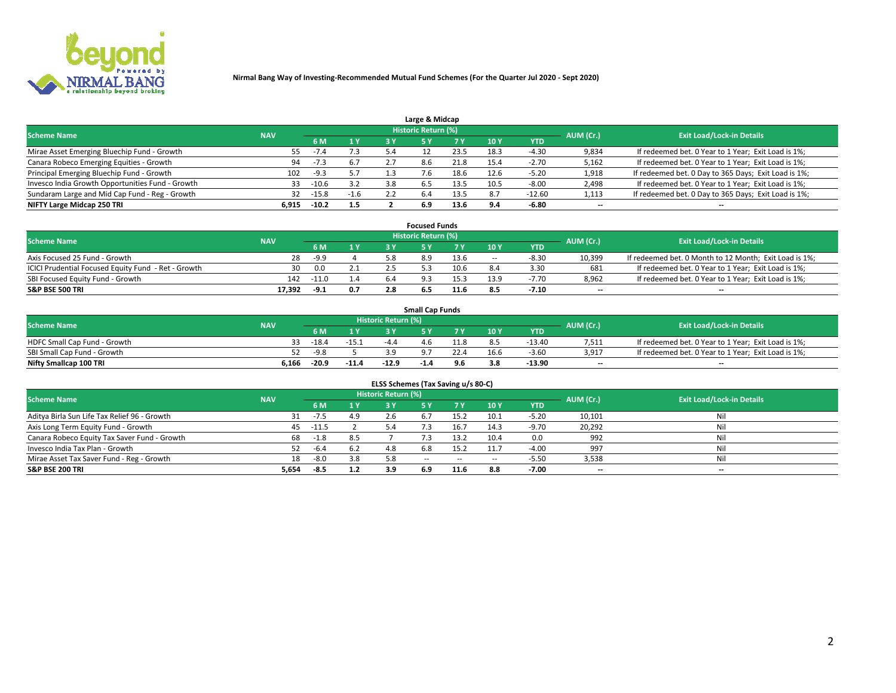**Nirmal Bang Way of Investing-Recommended Mutual Fund Schemes (For the Quarter Jul 2020 - Sept 2020)**

### Large & Midcap

| Scheme Name | NAV | Historic Return (%) | | | | | | | AUM (Cr.) | Exit Load/Lock-in Details |
|---|---|---|---|---|---|---|---|---|---|---|
| | | 6 M | 1 Y | 3 Y | 5 Y | 7 Y | 10 Y | YTD | | |
| Mirae Asset Emerging Bluechip Fund - Growth | 55 | -7.4 | 7.3 | 5.4 | 12 | 23.5 | 18.3 | -4.30 | 9,834 | If redeemed bet. 0 Year to 1 Year; Exit Load is 1%; |
| Canara Robeco Emerging Equities - Growth | 94 | -7.3 | 6.7 | 2.7 | 8.6 | 21.8 | 15.4 | -2.70 | 5,162 | If redeemed bet. 0 Year to 1 Year; Exit Load is 1%; |
| Principal Emerging Bluechip Fund - Growth | 102 | -9.3 | 5.7 | 1.3 | 7.6 | 18.6 | 12.6 | -5.20 | 1,918 | If redeemed bet. 0 Day to 365 Days; Exit Load is 1%; |
| Invesco India Growth Opportunities Fund - Growth | 33 | -10.6 | 3.2 | 3.8 | 6.5 | 13.5 | 10.5 | -8.00 | 2,498 | If redeemed bet. 0 Year to 1 Year; Exit Load is 1%; |
| Sundaram Large and Mid Cap Fund - Reg - Growth | 32 | -15.8 | -1.6 | 2.2 | 6.4 | 13.5 | 8.7 | -12.60 | 1,113 | If redeemed bet. 0 Day to 365 Days; Exit Load is 1%; |
| **NIFTY Large Midcap 250 TRI** | **6,915** | **-10.2** | **1.5** | **2** | **6.9** | **13.6** | **9.4** | **-6.80** | **--** | **--** |

### Focused Funds

| Scheme Name | NAV | Historic Return (%) | | | | | | | AUM (Cr.) | Exit Load/Lock-in Details |
|---|---|---|---|---|---|---|---|---|---|---|
| | | 6 M | 1 Y | 3 Y | 5 Y | 7 Y | 10 Y | YTD | | |
| Axis Focused 25 Fund - Growth | 28 | -9.9 | 4 | 5.8 | 8.9 | 13.6 | -- | -8.30 | 10,399 | If redeemed bet. 0 Month to 12 Month; Exit Load is 1%; |
| ICICI Prudential Focused Equity Fund - Ret - Growth | 30 | 0.0 | 2.1 | 2.5 | 5.3 | 10.6 | 8.4 | 3.30 | 681 | If redeemed bet. 0 Year to 1 Year; Exit Load is 1%; |
| SBI Focused Equity Fund - Growth | 142 | -11.0 | 1.4 | 6.4 | 9.3 | 15.3 | 13.9 | -7.70 | 8,962 | If redeemed bet. 0 Year to 1 Year; Exit Load is 1%; |
| **S&P BSE 500 TRI** | **17,392** | **-9.1** | **0.7** | **2.8** | **6.5** | **11.6** | **8.5** | **-7.10** | **--** | **--** |

### Small Cap Funds

| Scheme Name | NAV | Historic Return (%) | | | | | | | AUM (Cr.) | Exit Load/Lock-in Details |
|---|---|---|---|---|---|---|---|---|---|---|
| | | 6 M | 1 Y | 3 Y | 5 Y | 7 Y | 10 Y | YTD | | |
| HDFC Small Cap Fund - Growth | 33 | -18.4 | -15.1 | -4.4 | 4.6 | 11.8 | 8.5 | -13.40 | 7,511 | If redeemed bet. 0 Year to 1 Year; Exit Load is 1%; |
| SBI Small Cap Fund - Growth | 52 | -9.8 | 5 | 3.9 | 9.7 | 22.4 | 16.6 | -3.60 | 3,917 | If redeemed bet. 0 Year to 1 Year; Exit Load is 1%; |
| **Nifty Smallcap 100 TRI** | **6,166** | **-20.9** | **-11.4** | **-12.9** | **-1.4** | **9.6** | **3.8** | **-13.90** | **--** | **--** |

### ELSS Schemes (Tax Saving u/s 80-C)

| Scheme Name | NAV | Historic Return (%) | | | | | | | AUM (Cr.) | Exit Load/Lock-in Details |
|---|---|---|---|---|---|---|---|---|---|---|
| | | 6 M | 1 Y | 3 Y | 5 Y | 7 Y | 10 Y | YTD | | |
| Aditya Birla Sun Life Tax Relief 96 - Growth | 31 | -7.5 | 4.9 | 2.6 | 6.7 | 15.2 | 10.1 | -5.20 | 10,101 | Nil |
| Axis Long Term Equity Fund - Growth | 45 | -11.5 | 2 | 5.4 | 7.3 | 16.7 | 14.3 | -9.70 | 20,292 | Nil |
| Canara Robeco Equity Tax Saver Fund - Growth | 68 | -1.8 | 8.5 | 7 | 7.3 | 13.2 | 10.4 | 0.0 | 992 | Nil |
| Invesco India Tax Plan - Growth | 52 | -6.4 | 6.2 | 4.8 | 6.8 | 15.2 | 11.7 | -4.00 | 997 | Nil |
| Mirae Asset Tax Saver Fund - Reg - Growth | 18 | -8.0 | 3.8 | 5.8 | -- | -- | -- | -5.50 | 3,538 | Nil |
| **S&P BSE 200 TRI** | **5,654** | **-8.5** | **1.2** | **3.9** | **6.9** | **11.6** | **8.8** | **-7.00** | **--** | **--** |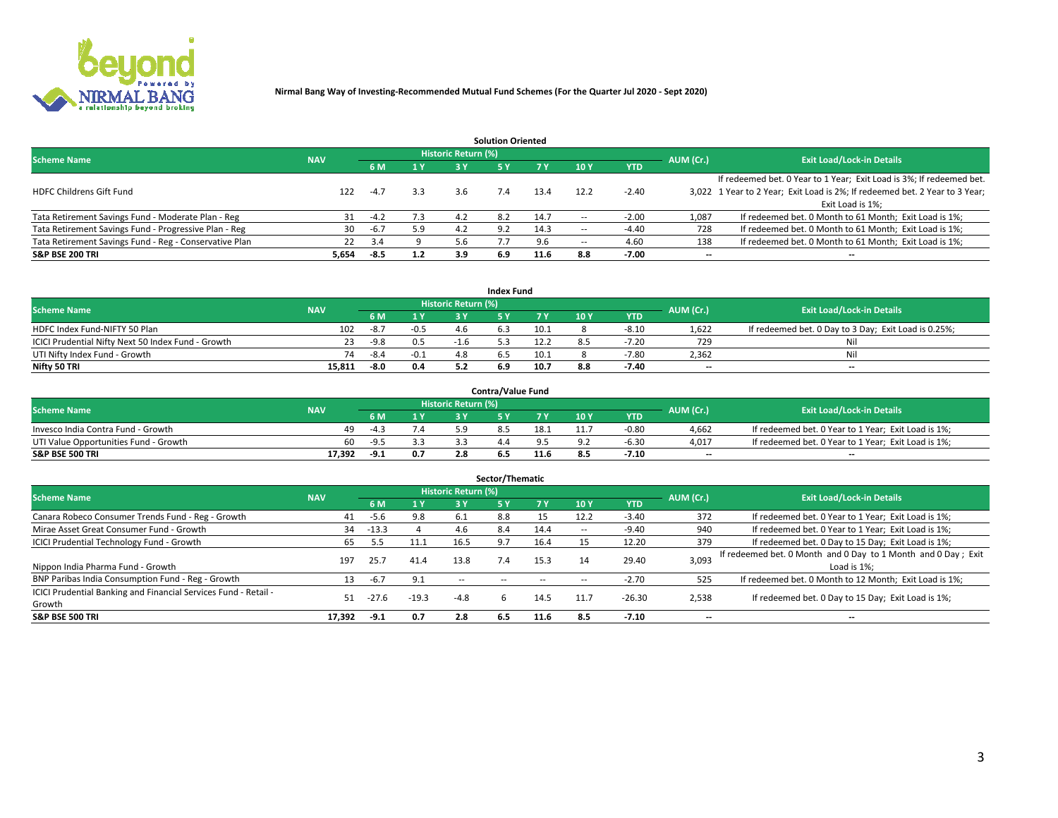**Nirmal Bang Way of Investing-Recommended Mutual Fund Schemes (For the Quarter Jul 2020 - Sept 2020)**

### Solution Oriented

| Scheme Name | NAV | Historic Return (%) | | | | | | | AUM (Cr.) | Exit Load/Lock-in Details |
|---|---|---|---|---|---|---|---|---|---|---|
| | | 6 M | 1 Y | 3 Y | 5 Y | 7 Y | 10 Y | YTD | | |
| HDFC Childrens Gift Fund | 122 | -4.7 | 3.3 | 3.6 | 7.4 | 13.4 | 12.2 | -2.40 | 3,022 | If redeemed bet. 0 Year to 1 Year; Exit Load is 3%; If redeemed bet. 1 Year to 2 Year; Exit Load is 2%; If redeemed bet. 2 Year to 3 Year; Exit Load is 1%; |
| Tata Retirement Savings Fund - Moderate Plan - Reg | 31 | -4.2 | 7.3 | 4.2 | 8.2 | 14.7 | -- | -2.00 | 1,087 | If redeemed bet. 0 Month to 61 Month; Exit Load is 1%; |
| Tata Retirement Savings Fund - Progressive Plan - Reg | 30 | -6.7 | 5.9 | 4.2 | 9.2 | 14.3 | -- | -4.40 | 728 | If redeemed bet. 0 Month to 61 Month; Exit Load is 1%; |
| Tata Retirement Savings Fund - Reg - Conservative Plan | 22 | 3.4 | 9 | 5.6 | 7.7 | 9.6 | -- | 4.60 | 138 | If redeemed bet. 0 Month to 61 Month; Exit Load is 1%; |
| **S&P BSE 200 TRI** | **5,654** | **-8.5** | **1.2** | **3.9** | **6.9** | **11.6** | **8.8** | **-7.00** | **--** | **--** |

### Index Fund

| Scheme Name | NAV | Historic Return (%) | | | | | | | AUM (Cr.) | Exit Load/Lock-in Details |
|---|---|---|---|---|---|---|---|---|---|---|
| | | 6 M | 1 Y | 3 Y | 5 Y | 7 Y | 10 Y | YTD | | |
| HDFC Index Fund-NIFTY 50 Plan | 102 | -8.7 | -0.5 | 4.6 | 6.3 | 10.1 | 8 | -8.10 | 1,622 | If redeemed bet. 0 Day to 3 Day; Exit Load is 0.25%; |
| ICICI Prudential Nifty Next 50 Index Fund - Growth | 23 | -9.8 | 0.5 | -1.6 | 5.3 | 12.2 | 8.5 | -7.20 | 729 | Nil |
| UTI Nifty Index Fund - Growth | 74 | -8.4 | -0.1 | 4.8 | 6.5 | 10.1 | 8 | -7.80 | 2,362 | Nil |
| **Nifty 50 TRI** | **15,811** | **-8.0** | **0.4** | **5.2** | **6.9** | **10.7** | **8.8** | **-7.40** | **--** | **--** |

### Contra/Value Fund

| Scheme Name | NAV | Historic Return (%) | | | | | | | AUM (Cr.) | Exit Load/Lock-in Details |
|---|---|---|---|---|---|---|---|---|---|---|
| | | 6 M | 1 Y | 3 Y | 5 Y | 7 Y | 10 Y | YTD | | |
| Invesco India Contra Fund - Growth | 49 | -4.3 | 7.4 | 5.9 | 8.5 | 18.1 | 11.7 | -0.80 | 4,662 | If redeemed bet. 0 Year to 1 Year; Exit Load is 1%; |
| UTI Value Opportunities Fund - Growth | 60 | -9.5 | 3.3 | 3.3 | 4.4 | 9.5 | 9.2 | -6.30 | 4,017 | If redeemed bet. 0 Year to 1 Year; Exit Load is 1%; |
| **S&P BSE 500 TRI** | **17,392** | **-9.1** | **0.7** | **2.8** | **6.5** | **11.6** | **8.5** | **-7.10** | **--** | **--** |

### Sector/Thematic

| Scheme Name | NAV | Historic Return (%) | | | | | | | AUM (Cr.) | Exit Load/Lock-in Details |
|---|---|---|---|---|---|---|---|---|---|---|
| | | 6 M | 1 Y | 3 Y | 5 Y | 7 Y | 10 Y | YTD | | |
| Canara Robeco Consumer Trends Fund - Reg - Growth | 41 | -5.6 | 9.8 | 6.1 | 8.8 | 15 | 12.2 | -3.40 | 372 | If redeemed bet. 0 Year to 1 Year; Exit Load is 1%; |
| Mirae Asset Great Consumer Fund - Growth | 34 | -13.3 | 4 | 4.6 | 8.4 | 14.4 | -- | -9.40 | 940 | If redeemed bet. 0 Year to 1 Year; Exit Load is 1%; |
| ICICI Prudential Technology Fund - Growth | 65 | 5.5 | 11.1 | 16.5 | 9.7 | 16.4 | 15 | 12.20 | 379 | If redeemed bet. 0 Day to 15 Day; Exit Load is 1%; |
| Nippon India Pharma Fund - Growth | 197 | 25.7 | 41.4 | 13.8 | 7.4 | 15.3 | 14 | 29.40 | 3,093 | If redeemed bet. 0 Month and 0 Day to 1 Month and 0 Day ; Exit Load is 1%; |
| BNP Paribas India Consumption Fund - Reg - Growth | 13 | -6.7 | 9.1 | -- | -- | -- | -- | -2.70 | 525 | If redeemed bet. 0 Month to 12 Month; Exit Load is 1%; |
| ICICI Prudential Banking and Financial Services Fund - Retail - Growth | 51 | -27.6 | -19.3 | -4.8 | 6 | 14.5 | 11.7 | -26.30 | 2,538 | If redeemed bet. 0 Day to 15 Day; Exit Load is 1%; |
| **S&P BSE 500 TRI** | **17,392** | **-9.1** | **0.7** | **2.8** | **6.5** | **11.6** | **8.5** | **-7.10** | **--** | **--** |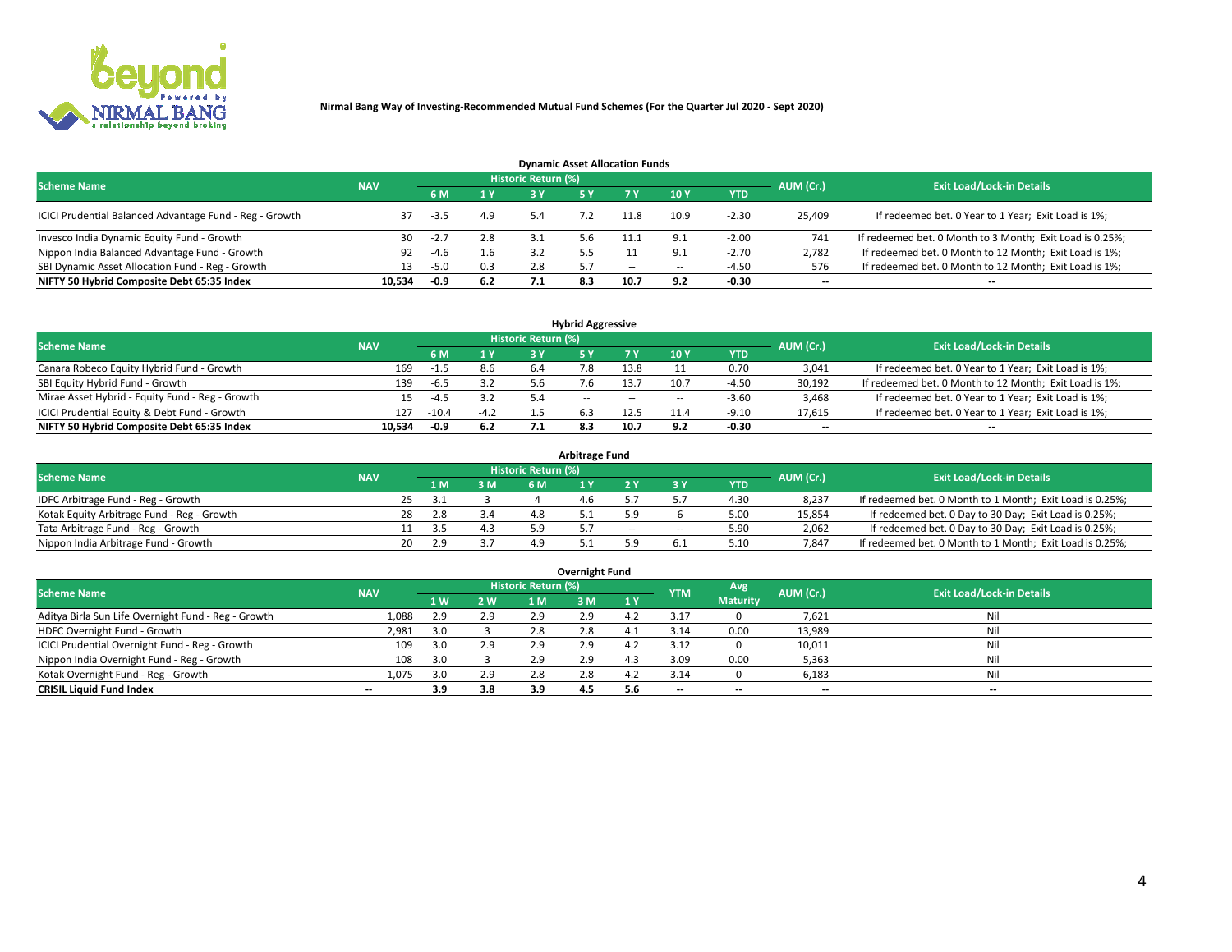**Nirmal Bang Way of Investing-Recommended Mutual Fund Schemes (For the Quarter Jul 2020 - Sept 2020)**

### Dynamic Asset Allocation Funds

| Scheme Name | NAV | Historic Return (%) | | | | | | | AUM (Cr.) | Exit Load/Lock-in Details |
|---|---|---|---|---|---|---|---|---|---|---|
| | | 6 M | 1 Y | 3 Y | 5 Y | 7 Y | 10 Y | YTD | | |
| ICICI Prudential Balanced Advantage Fund - Reg - Growth | 37 | -3.5 | 4.9 | 5.4 | 7.2 | 11.8 | 10.9 | -2.30 | 25,409 | If redeemed bet. 0 Year to 1 Year; Exit Load is 1%; |
| Invesco India Dynamic Equity Fund - Growth | 30 | -2.7 | 2.8 | 3.1 | 5.6 | 11.1 | 9.1 | -2.00 | 741 | If redeemed bet. 0 Month to 3 Month; Exit Load is 0.25%; |
| Nippon India Balanced Advantage Fund - Growth | 92 | -4.6 | 1.6 | 3.2 | 5.5 | 11 | 9.1 | -2.70 | 2,782 | If redeemed bet. 0 Month to 12 Month; Exit Load is 1%; |
| SBI Dynamic Asset Allocation Fund - Reg - Growth | 13 | -5.0 | 0.3 | 2.8 | 5.7 | -- | -- | -4.50 | 576 | If redeemed bet. 0 Month to 12 Month; Exit Load is 1%; |
| **NIFTY 50 Hybrid Composite Debt 65:35 Index** | **10,534** | **-0.9** | **6.2** | **7.1** | **8.3** | **10.7** | **9.2** | **-0.30** | **--** | **--** |

### Hybrid Aggressive

| Scheme Name | NAV | Historic Return (%) | | | | | | | AUM (Cr.) | Exit Load/Lock-in Details |
|---|---|---|---|---|---|---|---|---|---|---|
| | | 6 M | 1 Y | 3 Y | 5 Y | 7 Y | 10 Y | YTD | | |
| Canara Robeco Equity Hybrid Fund - Growth | 169 | -1.5 | 8.6 | 6.4 | 7.8 | 13.8 | 11 | 0.70 | 3,041 | If redeemed bet. 0 Year to 1 Year; Exit Load is 1%; |
| SBI Equity Hybrid Fund - Growth | 139 | -6.5 | 3.2 | 5.6 | 7.6 | 13.7 | 10.7 | -4.50 | 30,192 | If redeemed bet. 0 Month to 12 Month; Exit Load is 1%; |
| Mirae Asset Hybrid - Equity Fund - Reg - Growth | 15 | -4.5 | 3.2 | 5.4 | -- | -- | -- | -3.60 | 3,468 | If redeemed bet. 0 Year to 1 Year; Exit Load is 1%; |
| ICICI Prudential Equity & Debt Fund - Growth | 127 | -10.4 | -4.2 | 1.5 | 6.3 | 12.5 | 11.4 | -9.10 | 17,615 | If redeemed bet. 0 Year to 1 Year; Exit Load is 1%; |
| **NIFTY 50 Hybrid Composite Debt 65:35 Index** | **10,534** | **-0.9** | **6.2** | **7.1** | **8.3** | **10.7** | **9.2** | **-0.30** | **--** | **--** |

### Arbitrage Fund

| Scheme Name | NAV | Historic Return (%) | | | | | | | AUM (Cr.) | Exit Load/Lock-in Details |
|---|---|---|---|---|---|---|---|---|---|---|
| | | 1 M | 3 M | 6 M | 1 Y | 2 Y | 3 Y | YTD | | |
| IDFC Arbitrage Fund - Reg - Growth | 25 | 3.1 | 3 | 4 | 4.6 | 5.7 | 5.7 | 4.30 | 8,237 | If redeemed bet. 0 Month to 1 Month; Exit Load is 0.25%; |
| Kotak Equity Arbitrage Fund - Reg - Growth | 28 | 2.8 | 3.4 | 4.8 | 5.1 | 5.9 | 6 | 5.00 | 15,854 | If redeemed bet. 0 Day to 30 Day; Exit Load is 0.25%; |
| Tata Arbitrage Fund - Reg - Growth | 11 | 3.5 | 4.3 | 5.9 | 5.7 | -- | -- | 5.90 | 2,062 | If redeemed bet. 0 Day to 30 Day; Exit Load is 0.25%; |
| Nippon India Arbitrage Fund - Growth | 20 | 2.9 | 3.7 | 4.9 | 5.1 | 5.9 | 6.1 | 5.10 | 7,847 | If redeemed bet. 0 Month to 1 Month; Exit Load is 0.25%; |

### Overnight Fund

| Scheme Name | NAV | Historic Return (%) | | | | | YTM | Avg Maturity | AUM (Cr.) | Exit Load/Lock-in Details |
|---|---|---|---|---|---|---|---|---|---|---|
| | | 1 W | 2 W | 1 M | 3 M | 1 Y | | | | |
| Aditya Birla Sun Life Overnight Fund - Reg - Growth | 1,088 | 2.9 | 2.9 | 2.9 | 2.9 | 4.2 | 3.17 | 0 | 7,621 | Nil |
| HDFC Overnight Fund - Growth | 2,981 | 3.0 | 3 | 2.8 | 2.8 | 4.1 | 3.14 | 0.00 | 13,989 | Nil |
| ICICI Prudential Overnight Fund - Reg - Growth | 109 | 3.0 | 2.9 | 2.9 | 2.9 | 4.2 | 3.12 | 0 | 10,011 | Nil |
| Nippon India Overnight Fund - Reg - Growth | 108 | 3.0 | 3 | 2.9 | 2.9 | 4.3 | 3.09 | 0.00 | 5,363 | Nil |
| Kotak Overnight Fund - Reg - Growth | 1,075 | 3.0 | 2.9 | 2.8 | 2.8 | 4.2 | 3.14 | 0 | 6,183 | Nil |
| **CRISIL Liquid Fund Index** | **--** | **3.9** | **3.8** | **3.9** | **4.5** | **5.6** | **--** | **--** | **--** | **--** |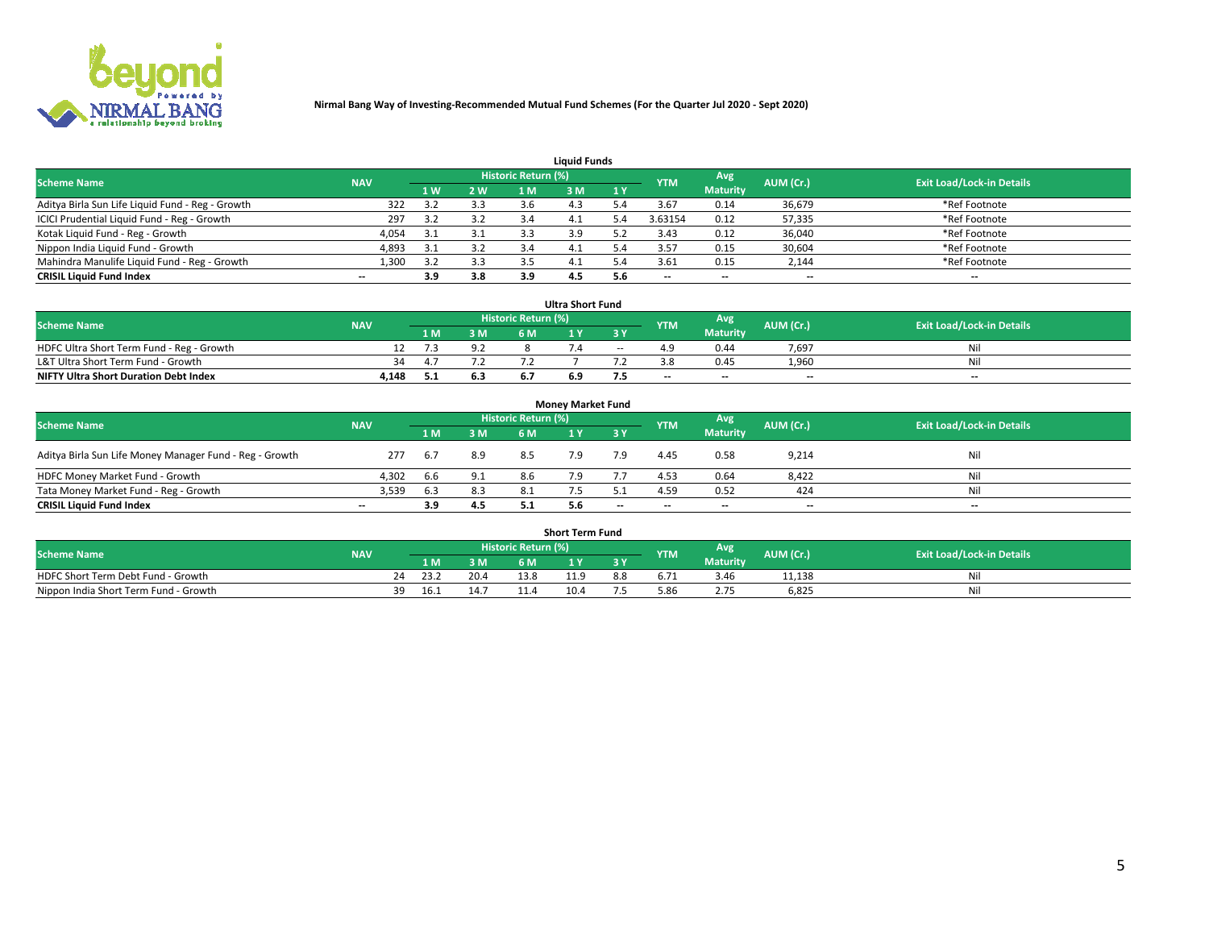**Nirmal Bang Way of Investing-Recommended Mutual Fund Schemes (For the Quarter Jul 2020 - Sept 2020)**

## Liquid Funds

| Scheme Name | NAV | Historic Return (%) | | | | | YTM | Avg Maturity | AUM (Cr.) | Exit Load/Lock-in Details |
|---|---|---|---|---|---|---|---|---|---|---|
| | | 1 W | 2 W | 1 M | 3 M | 1 Y | | | | |
| Aditya Birla Sun Life Liquid Fund - Reg - Growth | 322 | 3.2 | 3.3 | 3.6 | 4.3 | 5.4 | 3.67 | 0.14 | 36,679 | *Ref Footnote |
| ICICI Prudential Liquid Fund - Reg - Growth | 297 | 3.2 | 3.2 | 3.4 | 4.1 | 5.4 | 3.63154 | 0.12 | 57,335 | *Ref Footnote |
| Kotak Liquid Fund - Reg - Growth | 4,054 | 3.1 | 3.1 | 3.3 | 3.9 | 5.2 | 3.43 | 0.12 | 36,040 | *Ref Footnote |
| Nippon India Liquid Fund - Growth | 4,893 | 3.1 | 3.2 | 3.4 | 4.1 | 5.4 | 3.57 | 0.15 | 30,604 | *Ref Footnote |
| Mahindra Manulife Liquid Fund - Reg - Growth | 1,300 | 3.2 | 3.3 | 3.5 | 4.1 | 5.4 | 3.61 | 0.15 | 2,144 | *Ref Footnote |
| **CRISIL Liquid Fund Index** | -- | **3.9** | **3.8** | **3.9** | **4.5** | **5.6** | -- | -- | -- | -- |

## Ultra Short Fund

| Scheme Name | NAV | Historic Return (%) | | | | | YTM | Avg Maturity | AUM (Cr.) | Exit Load/Lock-in Details |
|---|---|---|---|---|---|---|---|---|---|---|
| | | 1 M | 3 M | 6 M | 1 Y | 3 Y | | | | |
| HDFC Ultra Short Term Fund - Reg - Growth | 12 | 7.3 | 9.2 | 8 | 7.4 | -- | 4.9 | 0.44 | 7,697 | Nil |
| L&T Ultra Short Term Fund - Growth | 34 | 4.7 | 7.2 | 7.2 | 7 | 7.2 | 3.8 | 0.45 | 1,960 | Nil |
| **NIFTY Ultra Short Duration Debt Index** | **4,148** | **5.1** | **6.3** | **6.7** | **6.9** | **7.5** | -- | -- | -- | -- |

## Money Market Fund

| Scheme Name | NAV | Historic Return (%) | | | | | YTM | Avg Maturity | AUM (Cr.) | Exit Load/Lock-in Details |
|---|---|---|---|---|---|---|---|---|---|---|
| | | 1 M | 3 M | 6 M | 1 Y | 3 Y | | | | |
| Aditya Birla Sun Life Money Manager Fund - Reg - Growth | 277 | 6.7 | 8.9 | 8.5 | 7.9 | 7.9 | 4.45 | 0.58 | 9,214 | Nil |
| HDFC Money Market Fund - Growth | 4,302 | 6.6 | 9.1 | 8.6 | 7.9 | 7.7 | 4.53 | 0.64 | 8,422 | Nil |
| Tata Money Market Fund - Reg - Growth | 3,539 | 6.3 | 8.3 | 8.1 | 7.5 | 5.1 | 4.59 | 0.52 | 424 | Nil |
| **CRISIL Liquid Fund Index** | -- | **3.9** | **4.5** | **5.1** | **5.6** | -- | -- | -- | -- | -- |

## Short Term Fund

| Scheme Name | NAV | Historic Return (%) | | | | | YTM | Avg Maturity | AUM (Cr.) | Exit Load/Lock-in Details |
|---|---|---|---|---|---|---|---|---|---|---|
| | | 1 M | 3 M | 6 M | 1 Y | 3 Y | | | | |
| HDFC Short Term Debt Fund - Growth | 24 | 23.2 | 20.4 | 13.8 | 11.9 | 8.8 | 6.71 | 3.46 | 11,138 | Nil |
| Nippon India Short Term Fund - Growth | 39 | 16.1 | 14.7 | 11.4 | 10.4 | 7.5 | 5.86 | 2.75 | 6,825 | Nil |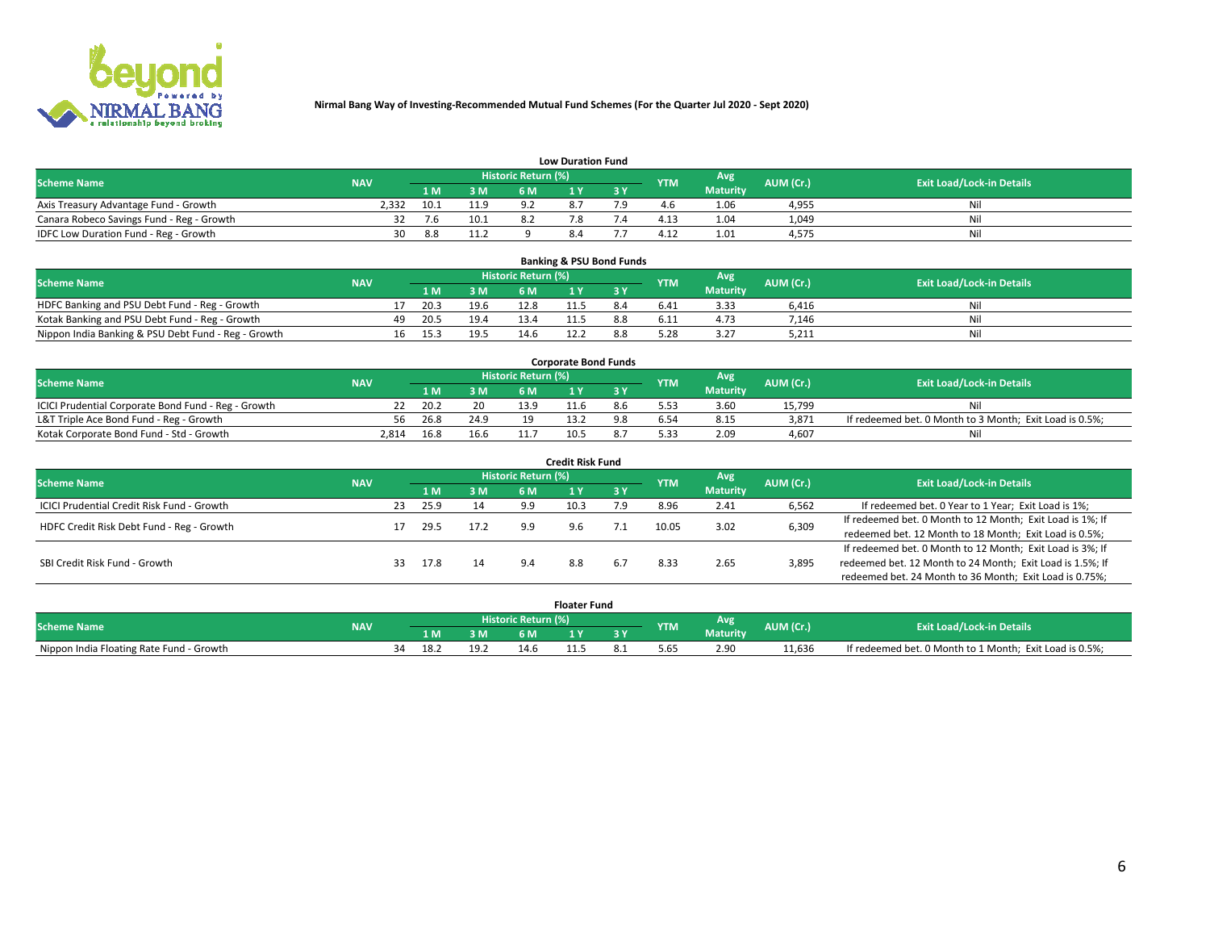**Nirmal Bang Way of Investing-Recommended Mutual Fund Schemes (For the Quarter Jul 2020 - Sept 2020)**

### Low Duration Fund

| Scheme Name | NAV | Historic Return (%) | | | | | YTM | Avg Maturity | AUM (Cr.) | Exit Load/Lock-in Details |
|---|---|---|---|---|---|---|---|---|---|---|
| | | 1 M | 3 M | 6 M | 1 Y | 3 Y | | | | |
| Axis Treasury Advantage Fund - Growth | 2,332 | 10.1 | 11.9 | 9.2 | 8.7 | 7.9 | 4.6 | 1.06 | 4,955 | Nil |
| Canara Robeco Savings Fund - Reg - Growth | 32 | 7.6 | 10.1 | 8.2 | 7.8 | 7.4 | 4.13 | 1.04 | 1,049 | Nil |
| IDFC Low Duration Fund - Reg - Growth | 30 | 8.8 | 11.2 | 9 | 8.4 | 7.7 | 4.12 | 1.01 | 4,575 | Nil |

### Banking & PSU Bond Funds

| Scheme Name | NAV | Historic Return (%) | | | | | YTM | Avg Maturity | AUM (Cr.) | Exit Load/Lock-in Details |
|---|---|---|---|---|---|---|---|---|---|---|
| | | 1 M | 3 M | 6 M | 1 Y | 3 Y | | | | |
| HDFC Banking and PSU Debt Fund - Reg - Growth | 17 | 20.3 | 19.6 | 12.8 | 11.5 | 8.4 | 6.41 | 3.33 | 6,416 | Nil |
| Kotak Banking and PSU Debt Fund - Reg - Growth | 49 | 20.5 | 19.4 | 13.4 | 11.5 | 8.8 | 6.11 | 4.73 | 7,146 | Nil |
| Nippon India Banking & PSU Debt Fund - Reg - Growth | 16 | 15.3 | 19.5 | 14.6 | 12.2 | 8.8 | 5.28 | 3.27 | 5,211 | Nil |

### Corporate Bond Funds

| Scheme Name | NAV | Historic Return (%) | | | | | YTM | Avg Maturity | AUM (Cr.) | Exit Load/Lock-in Details |
|---|---|---|---|---|---|---|---|---|---|---|
| | | 1 M | 3 M | 6 M | 1 Y | 3 Y | | | | |
| ICICI Prudential Corporate Bond Fund - Reg - Growth | 22 | 20.2 | 20 | 13.9 | 11.6 | 8.6 | 5.53 | 3.60 | 15,799 | Nil |
| L&T Triple Ace Bond Fund - Reg - Growth | 56 | 26.8 | 24.9 | 19 | 13.2 | 9.8 | 6.54 | 8.15 | 3,871 | If redeemed bet. 0 Month to 3 Month; Exit Load is 0.5%; |
| Kotak Corporate Bond Fund - Std - Growth | 2,814 | 16.8 | 16.6 | 11.7 | 10.5 | 8.7 | 5.33 | 2.09 | 4,607 | Nil |

### Credit Risk Fund

| Scheme Name | NAV | Historic Return (%) | | | | | YTM | Avg Maturity | AUM (Cr.) | Exit Load/Lock-in Details |
|---|---|---|---|---|---|---|---|---|---|---|
| | | 1 M | 3 M | 6 M | 1 Y | 3 Y | | | | |
| ICICI Prudential Credit Risk Fund - Growth | 23 | 25.9 | 14 | 9.9 | 10.3 | 7.9 | 8.96 | 2.41 | 6,562 | If redeemed bet. 0 Year to 1 Year; Exit Load is 1%; |
| HDFC Credit Risk Debt Fund - Reg - Growth | 17 | 29.5 | 17.2 | 9.9 | 9.6 | 7.1 | 10.05 | 3.02 | 6,309 | If redeemed bet. 0 Month to 12 Month; Exit Load is 1%; If redeemed bet. 12 Month to 18 Month; Exit Load is 0.5%; |
| SBI Credit Risk Fund - Growth | 33 | 17.8 | 14 | 9.4 | 8.8 | 6.7 | 8.33 | 2.65 | 3,895 | If redeemed bet. 0 Month to 12 Month; Exit Load is 3%; If redeemed bet. 12 Month to 24 Month; Exit Load is 1.5%; If redeemed bet. 24 Month to 36 Month; Exit Load is 0.75%; |

### Floater Fund

| Scheme Name | NAV | Historic Return (%) | | | | | YTM | Avg Maturity | AUM (Cr.) | Exit Load/Lock-in Details |
|---|---|---|---|---|---|---|---|---|---|---|
| | | 1 M | 3 M | 6 M | 1 Y | 3 Y | | | | |
| Nippon India Floating Rate Fund - Growth | 34 | 18.2 | 19.2 | 14.6 | 11.5 | 8.1 | 5.65 | 2.90 | 11,636 | If redeemed bet. 0 Month to 1 Month; Exit Load is 0.5%; |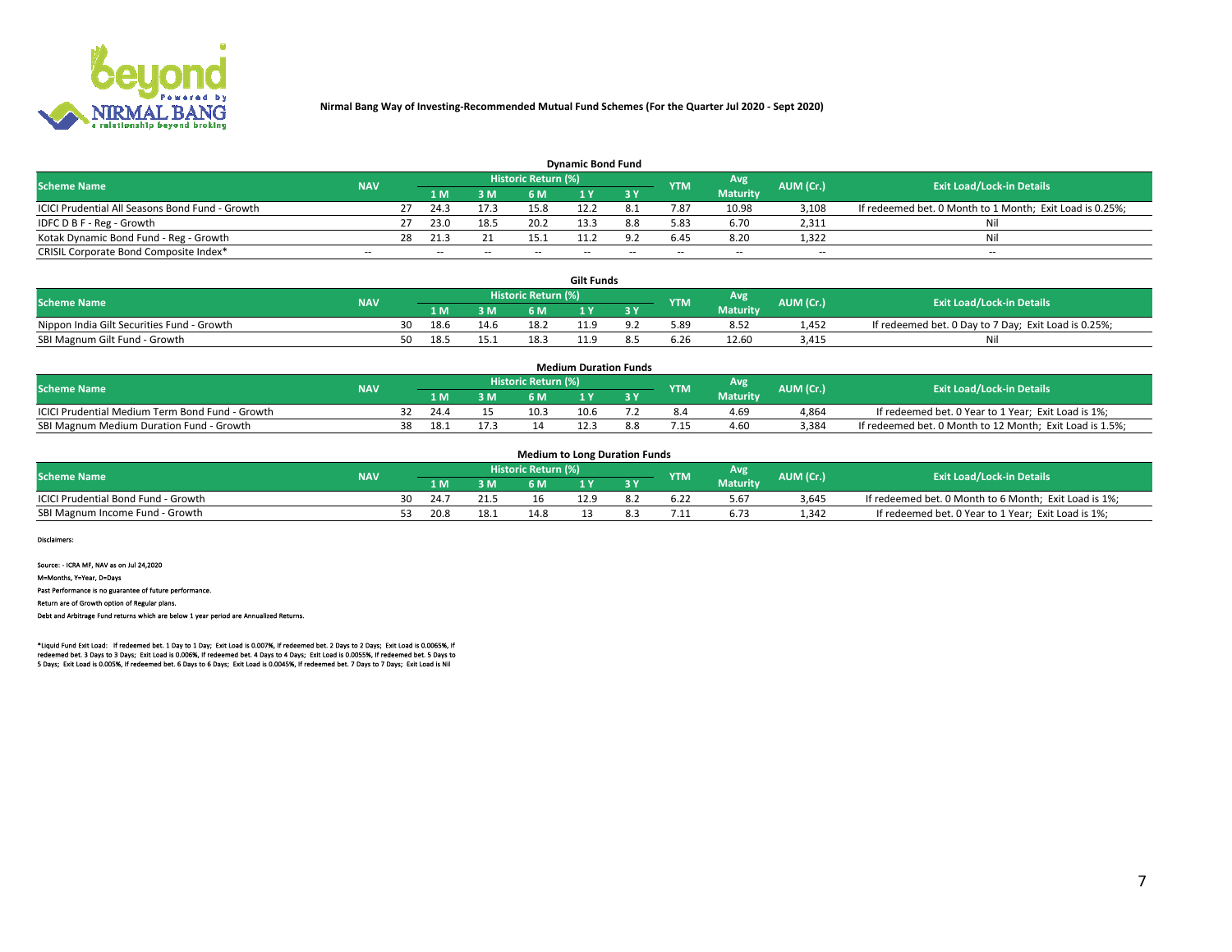**Nirmal Bang Way of Investing-Recommended Mutual Fund Schemes (For the Quarter Jul 2020 - Sept 2020)**

### Dynamic Bond Fund

| Scheme Name | NAV | Historic Return (%) | | | | | YTM | Avg Maturity | AUM (Cr.) | Exit Load/Lock-in Details |
|---|---|---|---|---|---|---|---|---|---|---|
| | | 1 M | 3 M | 6 M | 1 Y | 3 Y | | | | |
| ICICI Prudential All Seasons Bond Fund - Growth | 27 | 24.3 | 17.3 | 15.8 | 12.2 | 8.1 | 7.87 | 10.98 | 3,108 | If redeemed bet. 0 Month to 1 Month; Exit Load is 0.25%; |
| IDFC D B F - Reg - Growth | 27 | 23.0 | 18.5 | 20.2 | 13.3 | 8.8 | 5.83 | 6.70 | 2,311 | Nil |
| Kotak Dynamic Bond Fund - Reg - Growth | 28 | 21.3 | 21 | 15.1 | 11.2 | 9.2 | 6.45 | 8.20 | 1,322 | Nil |
| CRISIL Corporate Bond Composite Index* | -- | -- | -- | -- | -- | -- | -- | -- | -- | -- |

### Gilt Funds

| Scheme Name | NAV | Historic Return (%) | | | | | YTM | Avg Maturity | AUM (Cr.) | Exit Load/Lock-in Details |
|---|---|---|---|---|---|---|---|---|---|---|
| | | 1 M | 3 M | 6 M | 1 Y | 3 Y | | | | |
| Nippon India Gilt Securities Fund - Growth | 30 | 18.6 | 14.6 | 18.2 | 11.9 | 9.2 | 5.89 | 8.52 | 1,452 | If redeemed bet. 0 Day to 7 Day; Exit Load is 0.25%; |
| SBI Magnum Gilt Fund - Growth | 50 | 18.5 | 15.1 | 18.3 | 11.9 | 8.5 | 6.26 | 12.60 | 3,415 | Nil |

### Medium Duration Funds

| Scheme Name | NAV | Historic Return (%) | | | | | YTM | Avg Maturity | AUM (Cr.) | Exit Load/Lock-in Details |
|---|---|---|---|---|---|---|---|---|---|---|
| | | 1 M | 3 M | 6 M | 1 Y | 3 Y | | | | |
| ICICI Prudential Medium Term Bond Fund - Growth | 32 | 24.4 | 15 | 10.3 | 10.6 | 7.2 | 8.4 | 4.69 | 4,864 | If redeemed bet. 0 Year to 1 Year; Exit Load is 1%; |
| SBI Magnum Medium Duration Fund - Growth | 38 | 18.1 | 17.3 | 14 | 12.3 | 8.8 | 7.15 | 4.60 | 3,384 | If redeemed bet. 0 Month to 12 Month; Exit Load is 1.5%; |

### Medium to Long Duration Funds

| Scheme Name | NAV | Historic Return (%) | | | | | YTM | Avg Maturity | AUM (Cr.) | Exit Load/Lock-in Details |
|---|---|---|---|---|---|---|---|---|---|---|
| | | 1 M | 3 M | 6 M | 1 Y | 3 Y | | | | |
| ICICI Prudential Bond Fund - Growth | 30 | 24.7 | 21.5 | 16 | 12.9 | 8.2 | 6.22 | 5.67 | 3,645 | If redeemed bet. 0 Month to 6 Month; Exit Load is 1%; |
| SBI Magnum Income Fund - Growth | 53 | 20.8 | 18.1 | 14.8 | 13 | 8.3 | 7.11 | 6.73 | 1,342 | If redeemed bet. 0 Year to 1 Year; Exit Load is 1%; |

Disclaimers:

Source: - ICRA MF, NAV as on Jul 24,2020

M=Months, Y=Year, D=Days

Past Performance is no guarantee of future performance.

Return are of Growth option of Regular plans.

Debt and Arbitrage Fund returns which are below 1 year period are Annualized Returns.

*Liquid Fund Exit Load: If redeemed bet. 1 Day to 1 Day; Exit Load is 0.007%, If redeemed bet. 2 Days to 2 Days; Exit Load is 0.0065%, If redeemed bet. 3 Days to 3 Days; Exit Load is 0.006%, If redeemed bet. 4 Days to 4 Days; Exit Load is 0.0055%, If redeemed bet. 5 Days to 5 Days; Exit Load is 0.005%, If redeemed bet. 6 Days to 6 Days; Exit Load is 0.0045%, If redeemed bet. 7 Days to 7 Days; Exit Load is Nil